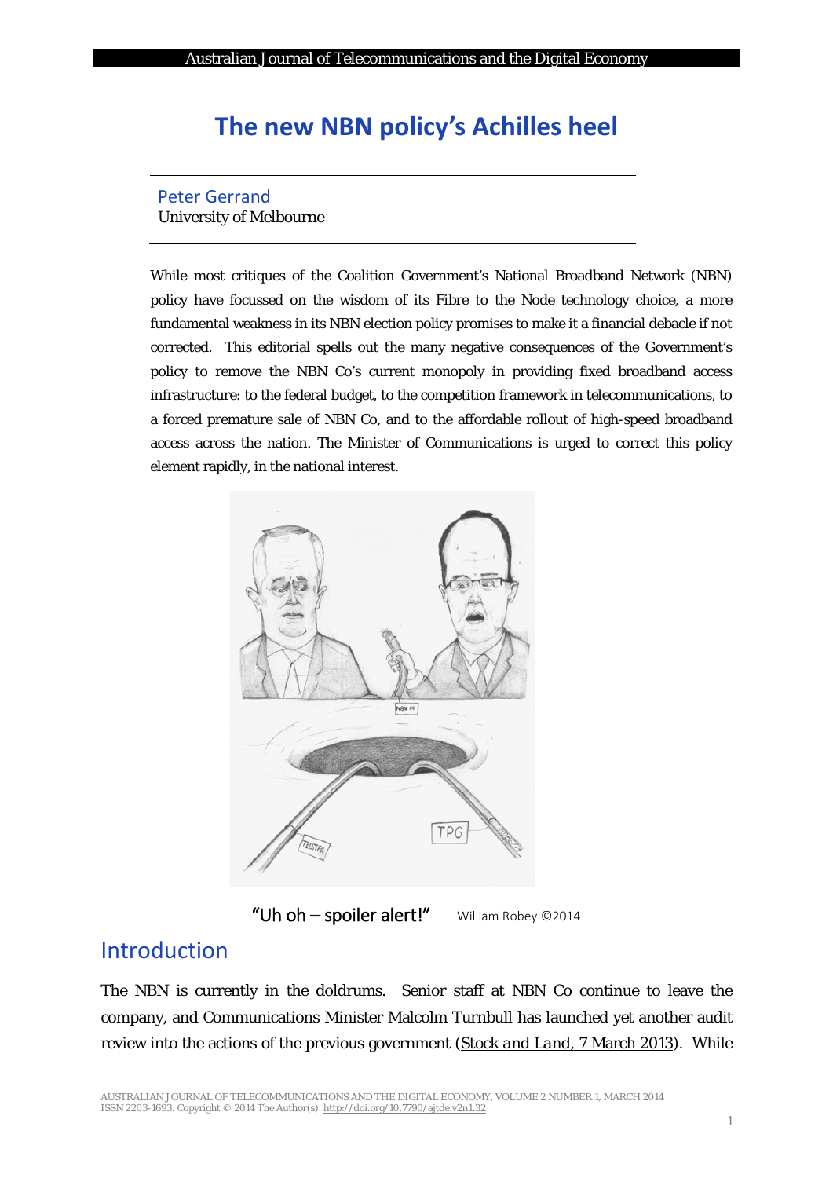# The new NBN policy's Achilles heel

Peter Gerrand
University of Melbourne

While most critiques of the Coalition Government's National Broadband Network (NBN) policy have focussed on the wisdom of its Fibre to the Node technology choice, a more fundamental weakness in its NBN election policy promises to make it a financial debacle if not corrected. This editorial spells out the many negative consequences of the Government's policy to remove the NBN Co's current monopoly in providing fixed broadband access infrastructure: to the federal budget, to the competition framework in telecommunications, to a forced premature sale of NBN Co, and to the affordable rollout of high-speed broadband access across the nation. The Minister of Communications is urged to correct this policy element rapidly, in the national interest.

"Uh oh – spoiler alert!" William Robey ©2014

## Introduction

The NBN is currently in the doldrums. Senior staff at NBN Co continue to leave the company, and Communications Minister Malcolm Turnbull has launched yet another audit review into the actions of the previous government (Stock and Land, 7 March 2013). While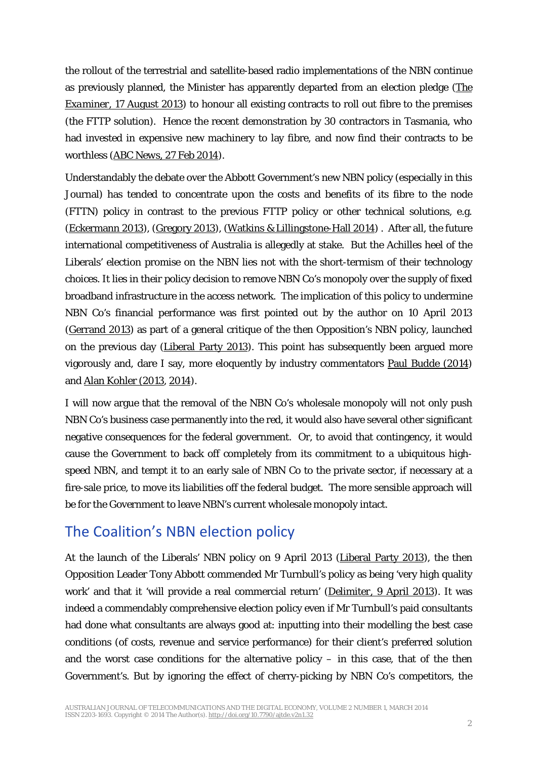the rollout of the terrestrial and satellite-based radio implementations of the NBN continue as previously planned, the Minister has apparently departed from an election pledge (*The Examiner*, 17 August 2013) to honour all existing contracts to roll out fibre to the premises (the FTTP solution). Hence the recent demonstration by 30 contractors in Tasmania, who had invested in expensive new machinery to lay fibre, and now find their contracts to be worthless (ABC News, 27 Feb 2014).

Understandably the debate over the Abbott Government's new NBN policy (especially in this Journal) has tended to concentrate upon the costs and benefits of its fibre to the node (FTTN) policy in contrast to the previous FTTP policy or other technical solutions, e.g. (Eckermann 2013), (Gregory 2013), (Watkins & Lillingstone-Hall 2014) . After all, the future international competitiveness of Australia is allegedly at stake. But the Achilles heel of the Liberals' election promise on the NBN lies not with the short-termism of their technology choices. It lies in their policy decision to remove NBN Co's monopoly over the supply of fixed broadband infrastructure in the access network. The implication of this policy to undermine NBN Co's financial performance was first pointed out by the author on 10 April 2013 (Gerrand 2013) as part of a general critique of the then Opposition's NBN policy, launched on the previous day (Liberal Party 2013). This point has subsequently been argued more vigorously and, dare I say, more eloquently by industry commentators Paul Budde (2014) and Alan Kohler (2013, 2014).

I will now argue that the removal of the NBN Co's wholesale monopoly will not only push NBN Co's business case permanently into the red, it would also have several other significant negative consequences for the federal government. Or, to avoid that contingency, it would cause the Government to back off completely from its commitment to a ubiquitous high-speed NBN, and tempt it to an early sale of NBN Co to the private sector, if necessary at a fire-sale price, to move its liabilities off the federal budget. The more sensible approach will be for the Government to leave NBN's current wholesale monopoly intact.

## The Coalition's NBN election policy

At the launch of the Liberals' NBN policy on 9 April 2013 (Liberal Party 2013), the then Opposition Leader Tony Abbott commended Mr Turnbull's policy as being 'very high quality work' and that it 'will provide a real commercial return' (Delimiter, 9 April 2013). It was indeed a commendably comprehensive election policy even if Mr Turnbull's paid consultants had done what consultants are always good at: inputting into their modelling the best case conditions (of costs, revenue and service performance) for their client's preferred solution and the worst case conditions for the alternative policy – in this case, that of the then Government's. But by ignoring the effect of cherry-picking by NBN Co's competitors, the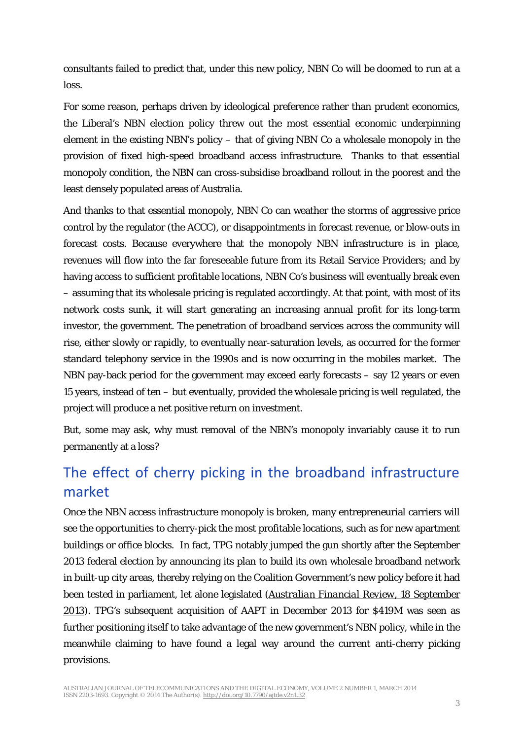consultants failed to predict that, under this new policy, NBN Co will be doomed to run at a loss.

For some reason, perhaps driven by ideological preference rather than prudent economics, the Liberal's NBN election policy threw out the most essential economic underpinning element in the existing NBN's policy – that of giving NBN Co a wholesale monopoly in the provision of fixed high-speed broadband access infrastructure. Thanks to that essential monopoly condition, the NBN can cross-subsidise broadband rollout in the poorest and the least densely populated areas of Australia.

And thanks to that essential monopoly, NBN Co can weather the storms of aggressive price control by the regulator (the ACCC), or disappointments in forecast revenue, or blow-outs in forecast costs. Because everywhere that the monopoly NBN infrastructure is in place, revenues will flow into the far foreseeable future from its Retail Service Providers; and by having access to sufficient profitable locations, NBN Co's business will eventually break even – assuming that its wholesale pricing is regulated accordingly. At that point, with most of its network costs sunk, it will start generating an increasing annual profit for its long-term investor, the government. The penetration of broadband services across the community will rise, either slowly or rapidly, to eventually near-saturation levels, as occurred for the former standard telephony service in the 1990s and is now occurring in the mobiles market. The NBN pay-back period for the government may exceed early forecasts – say 12 years or even 15 years, instead of ten – but eventually, provided the wholesale pricing is well regulated, the project will produce a net positive return on investment.

But, some may ask, why must removal of the NBN's monopoly invariably cause it to run permanently at a loss?

## The effect of cherry picking in the broadband infrastructure market

Once the NBN access infrastructure monopoly is broken, many entrepreneurial carriers will see the opportunities to cherry-pick the most profitable locations, such as for new apartment buildings or office blocks. In fact, TPG notably jumped the gun shortly after the September 2013 federal election by announcing its plan to build its own wholesale broadband network in built-up city areas, thereby relying on the Coalition Government's new policy before it had been tested in parliament, let alone legislated (*Australian Financial Review*, 18 September 2013). TPG's subsequent acquisition of AAPT in December 2013 for $419M was seen as further positioning itself to take advantage of the new government's NBN policy, while in the meanwhile claiming to have found a legal way around the current anti-cherry picking provisions.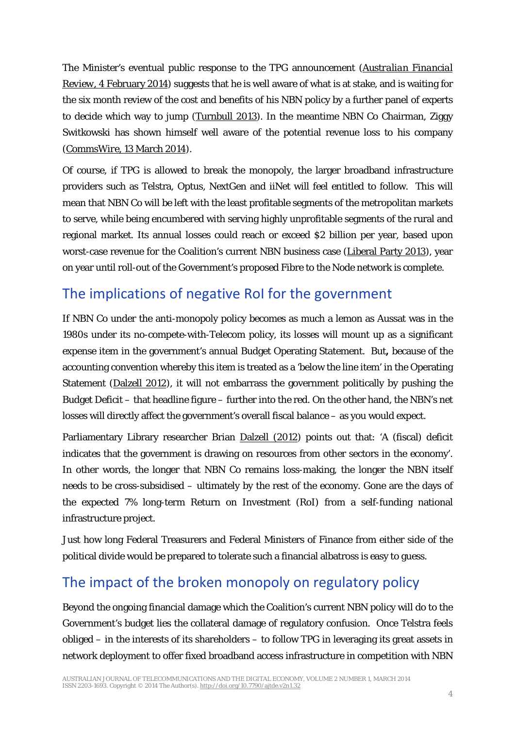The Minister's eventual public response to the TPG announcement ([*Australian Financial Review*, 4 February 2014]()) suggests that he is well aware of what is at stake, and is waiting for the six month review of the cost and benefits of his NBN policy by a further panel of experts to decide which way to jump ([Turnbull 2013]()). In the meantime NBN Co Chairman, Ziggy Switkowski has shown himself well aware of the potential revenue loss to his company ([*CommsWire*, 13 March 2014]()).

Of course, if TPG is allowed to break the monopoly, the larger broadband infrastructure providers such as Telstra, Optus, NextGen and iiNet will feel entitled to follow. This will mean that NBN Co will be left with the least profitable segments of the metropolitan markets to serve, while being encumbered with serving highly unprofitable segments of the rural and regional market. Its annual losses could reach or exceed $2 billion per year, based upon worst-case revenue for the Coalition's current NBN business case ([Liberal Party 2013]()), year on year until roll-out of the Government's proposed Fibre to the Node network is complete.

## The implications of negative RoI for the government

If NBN Co under the anti-monopoly policy becomes as much a lemon as Aussat was in the 1980s under its no-compete-with-Telecom policy, its losses will mount up as a significant expense item in the government's annual Budget Operating Statement. But**,** because of the accounting convention whereby this item is treated as a 'below the line item' in the Operating Statement ([Dalzell 2012]()), it will not embarrass the government politically by pushing the Budget Deficit – that headline figure – further into the red. On the other hand, the NBN's net losses will directly affect the government's overall fiscal balance – as you would expect.

Parliamentary Library researcher Brian [Dalzell (2012)]() points out that: 'A (fiscal) deficit indicates that the government is drawing on resources from other sectors in the economy'. In other words, the longer that NBN Co remains loss-making, the longer the NBN itself needs to be cross-subsidised – ultimately by the rest of the economy. Gone are the days of the expected 7% long-term Return on Investment (RoI) from a self-funding national infrastructure project.

Just how long Federal Treasurers and Federal Ministers of Finance from either side of the political divide would be prepared to tolerate such a financial albatross is easy to guess.

## The impact of the broken monopoly on regulatory policy

Beyond the ongoing financial damage which the Coalition's current NBN policy will do to the Government's budget lies the collateral damage of regulatory confusion. Once Telstra feels obliged – in the interests of its shareholders – to follow TPG in leveraging its great assets in network deployment to offer fixed broadband access infrastructure in competition with NBN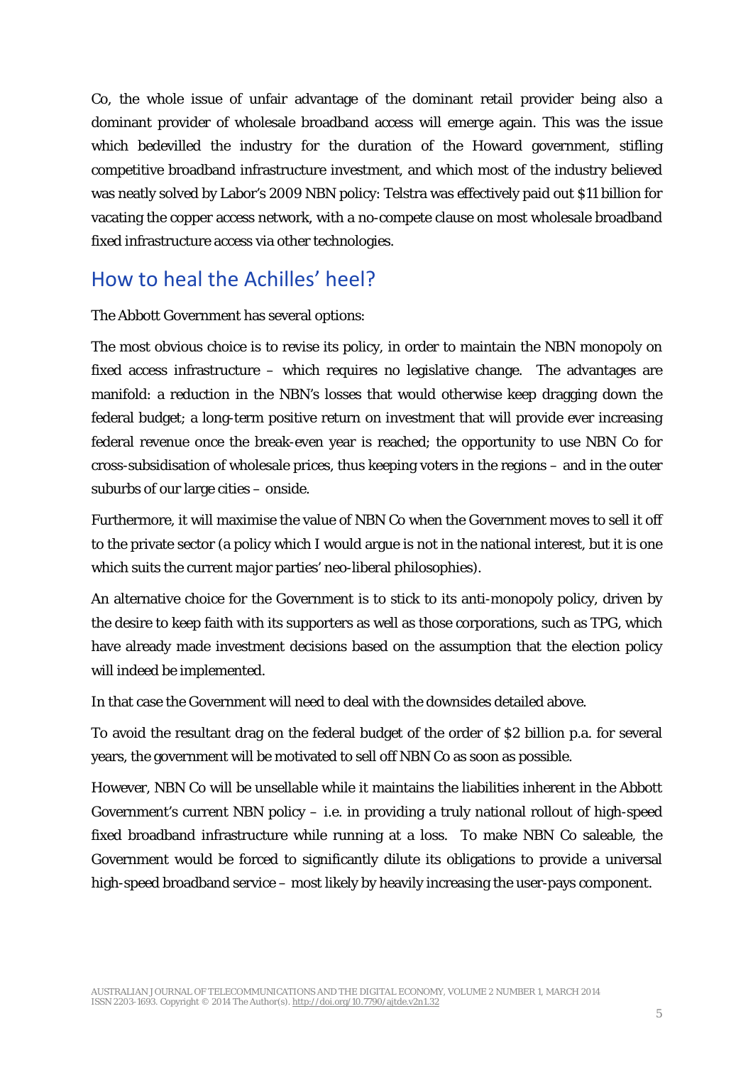Co, the whole issue of unfair advantage of the dominant retail provider being also a dominant provider of wholesale broadband access will emerge again. This was the issue which bedevilled the industry for the duration of the Howard government, stifling competitive broadband infrastructure investment, and which most of the industry believed was neatly solved by Labor's 2009 NBN policy: Telstra was effectively paid out $11 billion for vacating the copper access network, with a no-compete clause on most wholesale broadband fixed infrastructure access via other technologies.

## How to heal the Achilles' heel?

The Abbott Government has several options:

The most obvious choice is to revise its policy, in order to maintain the NBN monopoly on fixed access infrastructure – which requires no legislative change. The advantages are manifold: a reduction in the NBN's losses that would otherwise keep dragging down the federal budget; a long-term positive return on investment that will provide ever increasing federal revenue once the break-even year is reached; the opportunity to use NBN Co for cross-subsidisation of wholesale prices, thus keeping voters in the regions – and in the outer suburbs of our large cities – onside.

Furthermore, it will maximise the value of NBN Co when the Government moves to sell it off to the private sector (a policy which I would argue is not in the national interest, but it is one which suits the current major parties' neo-liberal philosophies).

An alternative choice for the Government is to stick to its anti-monopoly policy, driven by the desire to keep faith with its supporters as well as those corporations, such as TPG, which have already made investment decisions based on the assumption that the election policy will indeed be implemented.

In that case the Government will need to deal with the downsides detailed above.

To avoid the resultant drag on the federal budget of the order of $2 billion p.a. for several years, the government will be motivated to sell off NBN Co as soon as possible.

However, NBN Co will be unsellable while it maintains the liabilities inherent in the Abbott Government's current NBN policy – i.e. in providing a truly national rollout of high-speed fixed broadband infrastructure while running at a loss. To make NBN Co saleable, the Government would be forced to significantly dilute its obligations to provide a universal high-speed broadband service – most likely by heavily increasing the user-pays component.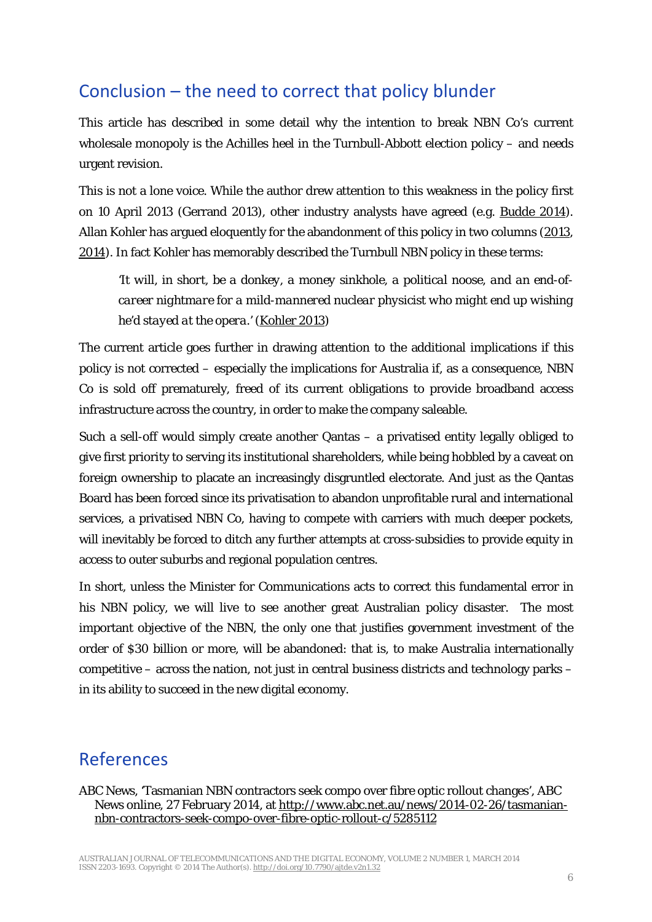## Conclusion – the need to correct that policy blunder

This article has described in some detail why the intention to break NBN Co's current wholesale monopoly is the Achilles heel in the Turnbull-Abbott election policy – and needs urgent revision.

This is not a lone voice. While the author drew attention to this weakness in the policy first on 10 April 2013 (Gerrand 2013), other industry analysts have agreed (e.g. Budde 2014). Allan Kohler has argued eloquently for the abandonment of this policy in two columns (2013, 2014). In fact Kohler has memorably described the Turnbull NBN policy in these terms:

> *'It will, in short, be a donkey, a money sinkhole, a political noose, and an end-of-career nightmare for a mild-mannered nuclear physicist who might end up wishing he'd stayed at the opera.'* (Kohler 2013)

The current article goes further in drawing attention to the additional implications if this policy is not corrected – especially the implications for Australia if, as a consequence, NBN Co is sold off prematurely, freed of its current obligations to provide broadband access infrastructure across the country, in order to make the company saleable.

Such a sell-off would simply create another Qantas – a privatised entity legally obliged to give first priority to serving its institutional shareholders, while being hobbled by a caveat on foreign ownership to placate an increasingly disgruntled electorate. And just as the Qantas Board has been forced since its privatisation to abandon unprofitable rural and international services, a privatised NBN Co, having to compete with carriers with much deeper pockets, will inevitably be forced to ditch any further attempts at cross-subsidies to provide equity in access to outer suburbs and regional population centres.

In short, unless the Minister for Communications acts to correct this fundamental error in his NBN policy, we will live to see another great Australian policy disaster. The most important objective of the NBN, the only one that justifies government investment of the order of $30 billion or more, will be abandoned: that is, to make Australia internationally competitive – across the nation, not just in central business districts and technology parks – in its ability to succeed in the new digital economy.

## References

ABC News, 'Tasmanian NBN contractors seek compo over fibre optic rollout changes', ABC News online, 27 February 2014, at http://www.abc.net.au/news/2014-02-26/tasmanian-nbn-contractors-seek-compo-over-fibre-optic-rollout-c/5285112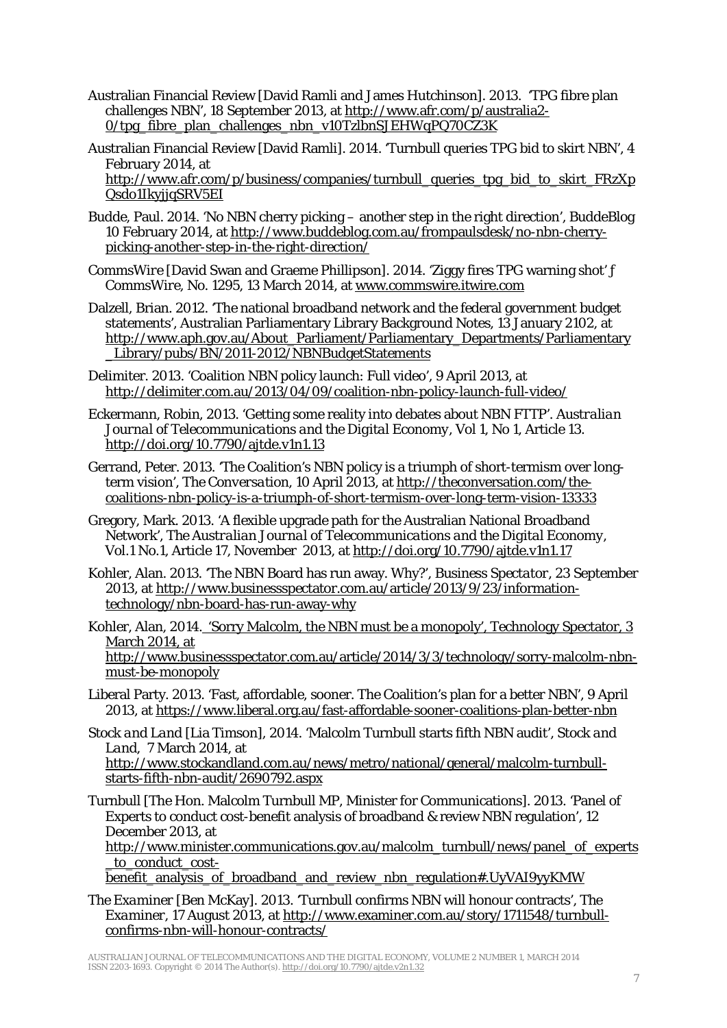Australian Financial Review [David Ramli and James Hutchinson]. 2013. 'TPG fibre plan challenges NBN', 18 September 2013, at http://www.afr.com/p/australia2-0/tpg_fibre_plan_challenges_nbn_v10TzlbnSJEHWqPQ70CZ3K

Australian Financial Review [David Ramli]. 2014. 'Turnbull queries TPG bid to skirt NBN', 4 February 2014, at http://www.afr.com/p/business/companies/turnbull_queries_tpg_bid_to_skirt_FRzXpQsdo1IkyjjqSRV5EI

Budde, Paul. 2014. 'No NBN cherry picking – another step in the right direction', BuddeBlog 10 February 2014, at http://www.buddeblog.com.au/frompaulsdesk/no-nbn-cherry-picking-another-step-in-the-right-direction/

*CommsWire* [David Swan and Graeme Phillipson]. 2014. 'Ziggy fires TPG warning shot' ƒ *CommsWire*, No. 1295, 13 March 2014, at www.commswire.itwire.com

Dalzell, Brian. 2012. 'The national broadband network and the federal government budget statements', Australian Parliamentary Library Background Notes, 13 January 2102, at http://www.aph.gov.au/About_Parliament/Parliamentary_Departments/Parliamentary_Library/pubs/BN/2011-2012/NBNBudgetStatements

Delimiter. 2013. 'Coalition NBN policy launch: Full video', 9 April 2013, at http://delimiter.com.au/2013/04/09/coalition-nbn-policy-launch-full-video/

Eckermann, Robin, 2013. 'Getting some reality into debates about NBN FTTP'. *Australian Journal of Telecommunications and the Digital Economy*, Vol 1, No 1, Article 13. http://doi.org/10.7790/ajtde.v1n1.13

Gerrand, Peter. 2013. 'The Coalition's NBN policy is a triumph of short-termism over long-term vision', *The Conversation*, 10 April 2013, at http://theconversation.com/the-coalitions-nbn-policy-is-a-triumph-of-short-termism-over-long-term-vision-13333

Gregory, Mark. 2013. 'A flexible upgrade path for the Australian National Broadband Network', *The Australian Journal of Telecommunications and the Digital Economy*, Vol.1 No.1, Article 17, November 2013, at http://doi.org/10.7790/ajtde.v1n1.17

Kohler, Alan. 2013. 'The NBN Board has run away. Why?', *Business Spectator*, 23 September 2013, at http://www.businessspectator.com.au/article/2013/9/23/information-technology/nbn-board-has-run-away-why

Kohler, Alan, 2014. 'Sorry Malcolm, the NBN must be a monopoly', Technology Spectator, 3 March 2014, at http://www.businessspectator.com.au/article/2014/3/3/technology/sorry-malcolm-nbn-must-be-monopoly

Liberal Party. 2013. 'Fast, affordable, sooner. The Coalition's plan for a better NBN', 9 April 2013, at https://www.liberal.org.au/fast-affordable-sooner-coalitions-plan-better-nbn

*Stock and Land* [Lia Timson], 2014. 'Malcolm Turnbull starts fifth NBN audit', *Stock and Land*, 7 March 2014, at http://www.stockandland.com.au/news/metro/national/general/malcolm-turnbull-starts-fifth-nbn-audit/2690792.aspx

Turnbull [The Hon. Malcolm Turnbull MP, Minister for Communications]. 2013. 'Panel of Experts to conduct cost-benefit analysis of broadband & review NBN regulation', 12 December 2013, at http://www.minister.communications.gov.au/malcolm_turnbull/news/panel_of_experts_to_conduct_cost-benefit_analysis_of_broadband_and_review_nbn_regulation#.UyVAI9yyKMW

*The Examiner* [Ben McKay]. 2013. 'Turnbull confirms NBN will honour contracts', *The Examiner*, 17 August 2013, at http://www.examiner.com.au/story/1711548/turnbull-confirms-nbn-will-honour-contracts/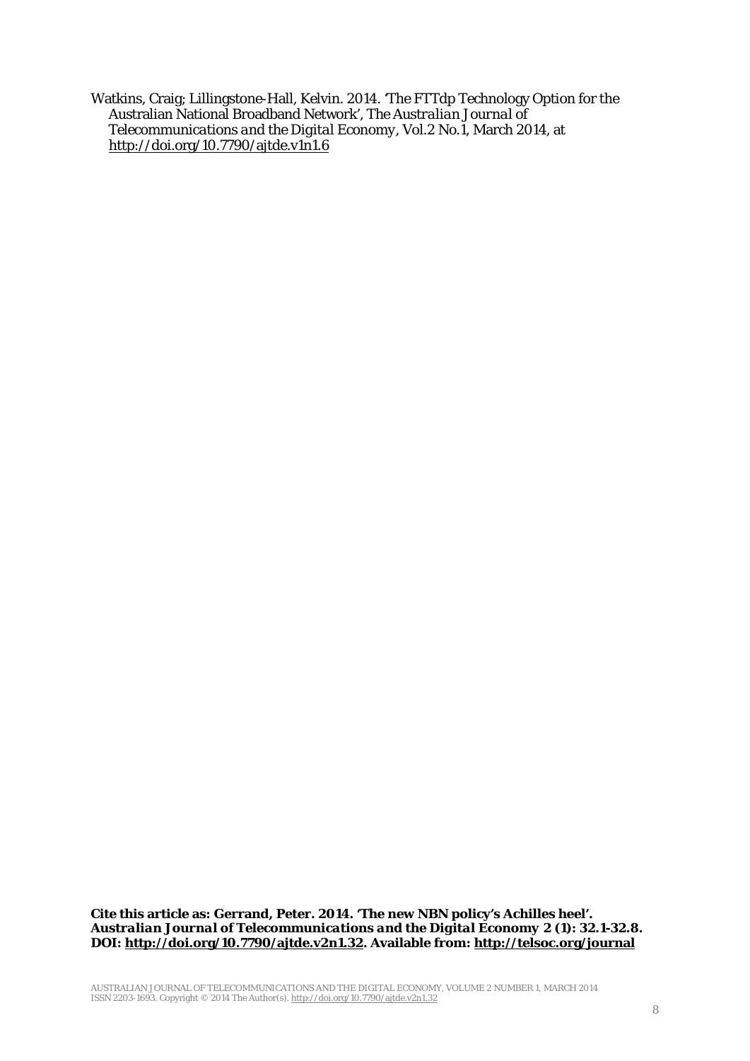Watkins, Craig; Lillingstone-Hall, Kelvin. 2014. 'The FTTdp Technology Option for the Australian National Broadband Network', *The Australian Journal of Telecommunications and the Digital Economy*, Vol.2 No.1, March 2014, at http://doi.org/10.7790/ajtde.v1n1.6

**Cite this article as: Gerrand, Peter. 2014. 'The new NBN policy's Achilles heel'. *Australian Journal of Telecommunications and the Digital Economy* 2 (1): 32.1-32.8. DOI: http://doi.org/10.7790/ajtde.v2n1.32. Available from: http://telsoc.org/journal**